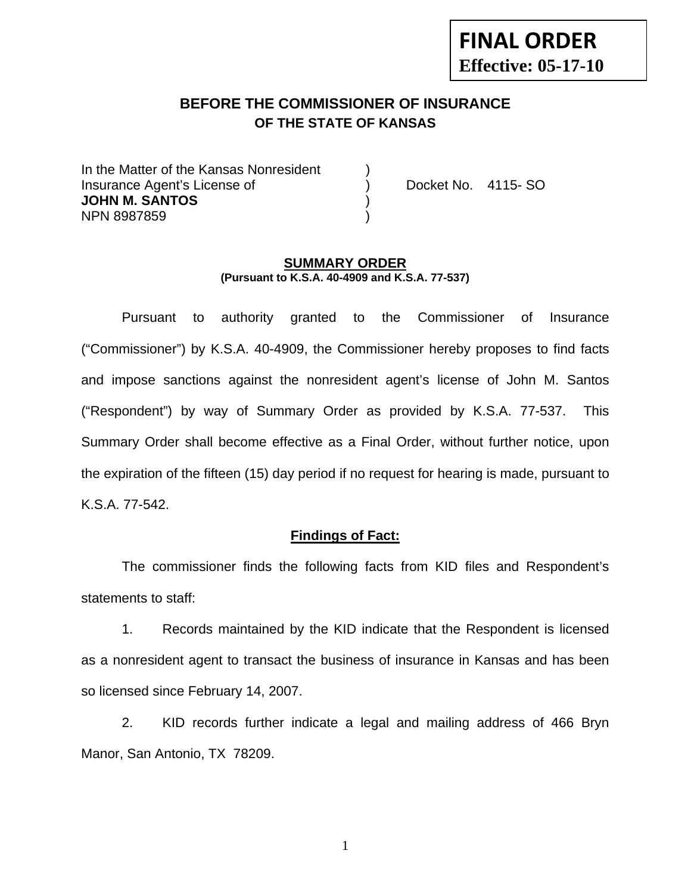**FINAL ORDER**
**Effective: 05-17-10**

## BEFORE THE COMMISSIONER OF INSURANCE
### OF THE STATE OF KANSAS

In the Matter of the Kansas Nonresident )
Insurance Agent's License of ) Docket No. 4115- SO
**JOHN M. SANTOS** )
NPN 8987859 )

**SUMMARY ORDER**
**(Pursuant to K.S.A. 40-4909 and K.S.A. 77-537)**

Pursuant to authority granted to the Commissioner of Insurance ("Commissioner") by K.S.A. 40-4909, the Commissioner hereby proposes to find facts and impose sanctions against the nonresident agent's license of John M. Santos ("Respondent") by way of Summary Order as provided by K.S.A. 77-537. This Summary Order shall become effective as a Final Order, without further notice, upon the expiration of the fifteen (15) day period if no request for hearing is made, pursuant to K.S.A. 77-542.

**Findings of Fact:**

The commissioner finds the following facts from KID files and Respondent's statements to staff:

1. Records maintained by the KID indicate that the Respondent is licensed as a nonresident agent to transact the business of insurance in Kansas and has been so licensed since February 14, 2007.

2. KID records further indicate a legal and mailing address of 466 Bryn Manor, San Antonio, TX 78209.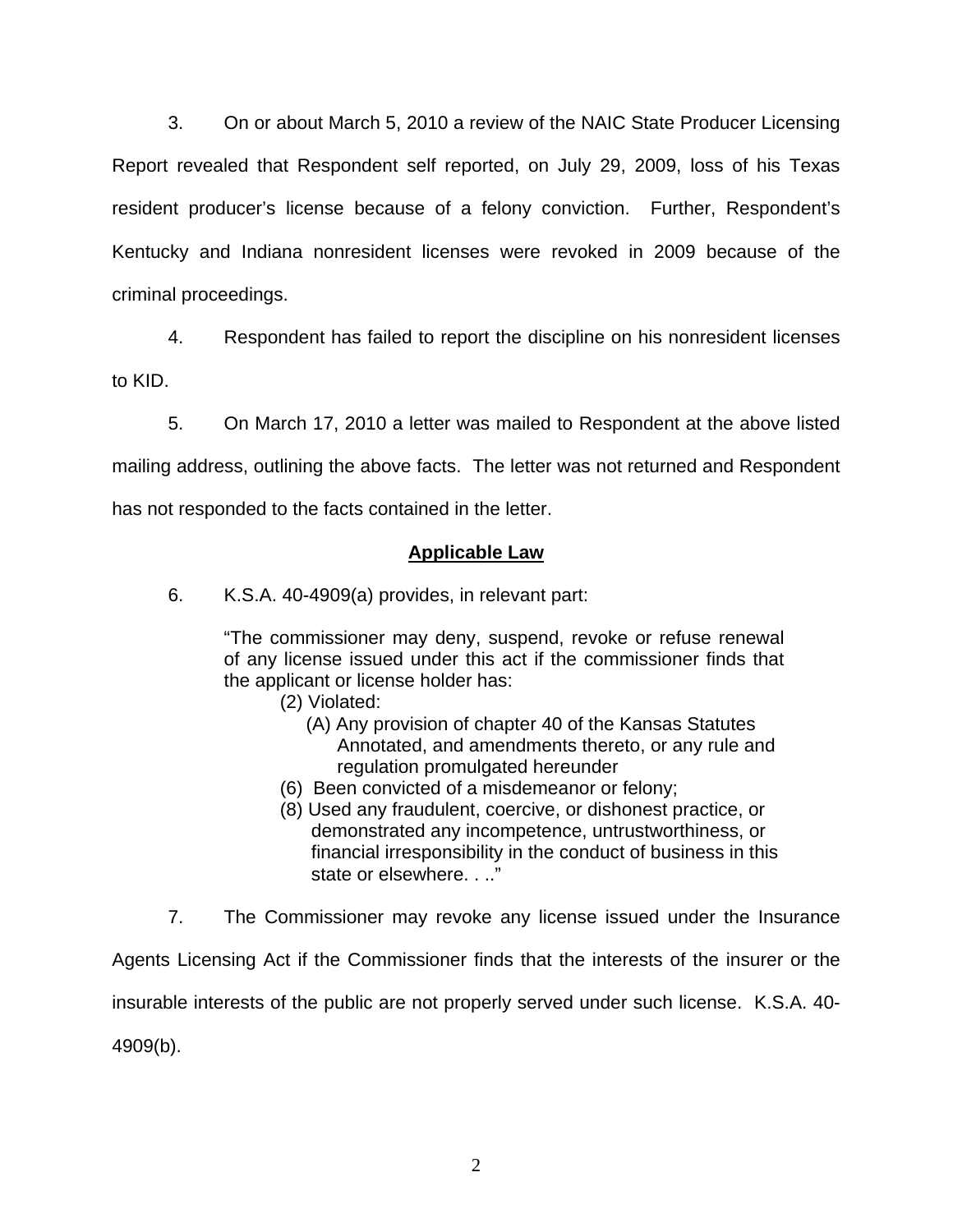3. On or about March 5, 2010 a review of the NAIC State Producer Licensing Report revealed that Respondent self reported, on July 29, 2009, loss of his Texas resident producer's license because of a felony conviction. Further, Respondent's Kentucky and Indiana nonresident licenses were revoked in 2009 because of the criminal proceedings.

4. Respondent has failed to report the discipline on his nonresident licenses to KID.

5. On March 17, 2010 a letter was mailed to Respondent at the above listed mailing address, outlining the above facts. The letter was not returned and Respondent has not responded to the facts contained in the letter.

## Applicable Law

6. K.S.A. 40-4909(a) provides, in relevant part:

> "The commissioner may deny, suspend, revoke or refuse renewal of any license issued under this act if the commissioner finds that the applicant or license holder has:
>
> (2) Violated:
>
> (A) Any provision of chapter 40 of the Kansas Statutes Annotated, and amendments thereto, or any rule and regulation promulgated hereunder
>
> (6) Been convicted of a misdemeanor or felony;
>
> (8) Used any fraudulent, coercive, or dishonest practice, or demonstrated any incompetence, untrustworthiness, or financial irresponsibility in the conduct of business in this state or elsewhere. . .."

7. The Commissioner may revoke any license issued under the Insurance Agents Licensing Act if the Commissioner finds that the interests of the insurer or the insurable interests of the public are not properly served under such license. K.S.A. 40-4909(b).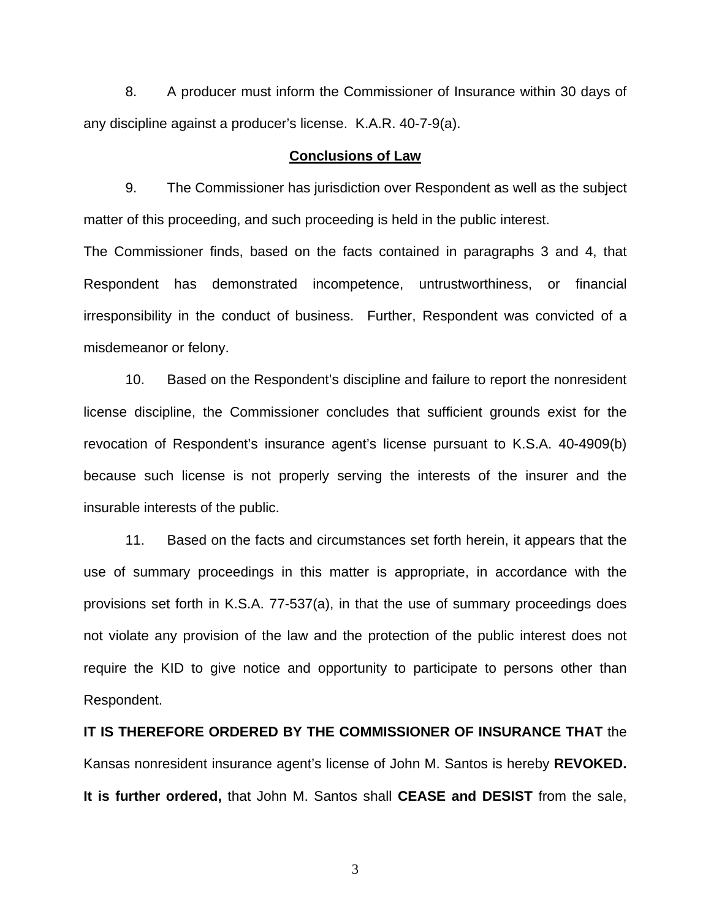8. A producer must inform the Commissioner of Insurance within 30 days of any discipline against a producer's license. K.A.R. 40-7-9(a).

## Conclusions of Law

9. The Commissioner has jurisdiction over Respondent as well as the subject matter of this proceeding, and such proceeding is held in the public interest.

The Commissioner finds, based on the facts contained in paragraphs 3 and 4, that Respondent has demonstrated incompetence, untrustworthiness, or financial irresponsibility in the conduct of business. Further, Respondent was convicted of a misdemeanor or felony.

10. Based on the Respondent's discipline and failure to report the nonresident license discipline, the Commissioner concludes that sufficient grounds exist for the revocation of Respondent's insurance agent's license pursuant to K.S.A. 40-4909(b) because such license is not properly serving the interests of the insurer and the insurable interests of the public.

11. Based on the facts and circumstances set forth herein, it appears that the use of summary proceedings in this matter is appropriate, in accordance with the provisions set forth in K.S.A. 77-537(a), in that the use of summary proceedings does not violate any provision of the law and the protection of the public interest does not require the KID to give notice and opportunity to participate to persons other than Respondent.

**IT IS THEREFORE ORDERED BY THE COMMISSIONER OF INSURANCE THAT** the Kansas nonresident insurance agent's license of John M. Santos is hereby **REVOKED.** **It is further ordered,** that John M. Santos shall **CEASE and DESIST** from the sale,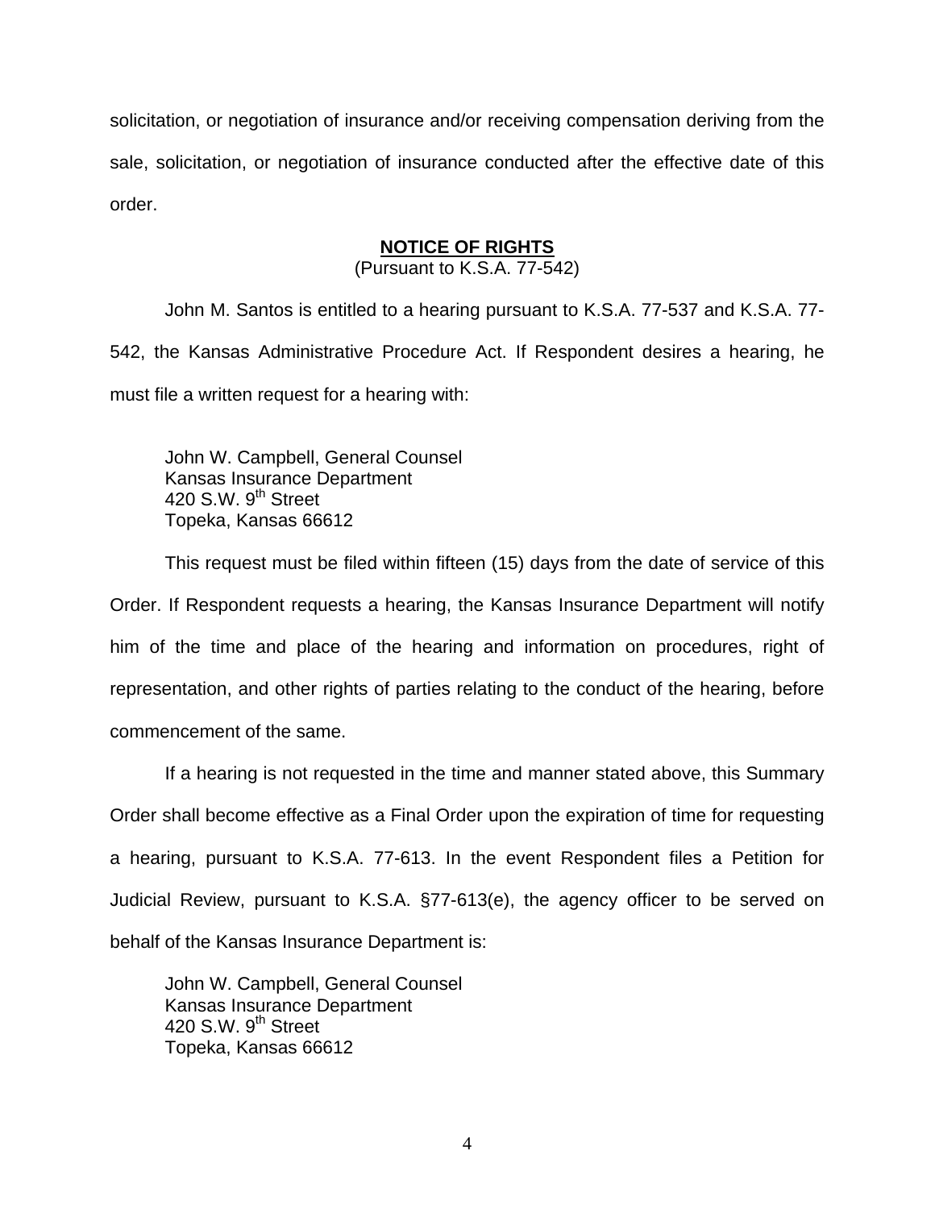solicitation, or negotiation of insurance and/or receiving compensation deriving from the sale, solicitation, or negotiation of insurance conducted after the effective date of this order.

**NOTICE OF RIGHTS**

(Pursuant to K.S.A. 77-542)

John M. Santos is entitled to a hearing pursuant to K.S.A. 77-537 and K.S.A. 77-542, the Kansas Administrative Procedure Act. If Respondent desires a hearing, he must file a written request for a hearing with:

John W. Campbell, General Counsel
Kansas Insurance Department
420 S.W. 9th Street
Topeka, Kansas 66612

This request must be filed within fifteen (15) days from the date of service of this Order. If Respondent requests a hearing, the Kansas Insurance Department will notify him of the time and place of the hearing and information on procedures, right of representation, and other rights of parties relating to the conduct of the hearing, before commencement of the same.

If a hearing is not requested in the time and manner stated above, this Summary Order shall become effective as a Final Order upon the expiration of time for requesting a hearing, pursuant to K.S.A. 77-613. In the event Respondent files a Petition for Judicial Review, pursuant to K.S.A. §77-613(e), the agency officer to be served on behalf of the Kansas Insurance Department is:

John W. Campbell, General Counsel
Kansas Insurance Department
420 S.W. 9th Street
Topeka, Kansas 66612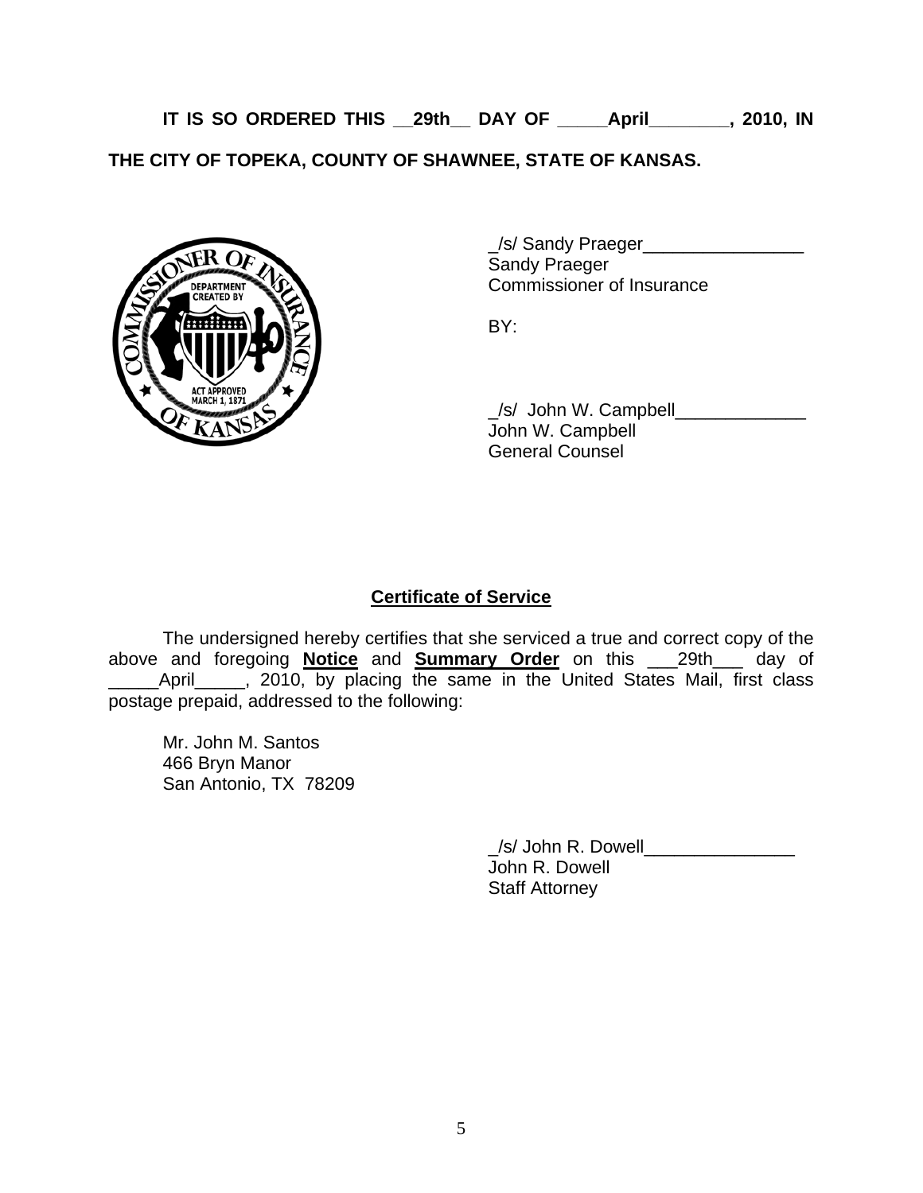**IT IS SO ORDERED THIS __29th__ DAY OF _____April________, 2010, IN THE CITY OF TOPEKA, COUNTY OF SHAWNEE, STATE OF KANSAS.**

_/s/ Sandy Praeger________________
Sandy Praeger
Commissioner of Insurance

BY:

_/s/ John W. Campbell_____________
John W. Campbell
General Counsel

## Certificate of Service

The undersigned hereby certifies that she serviced a true and correct copy of the above and foregoing **Notice** and **Summary Order** on this ___29th___ day of _____April_____, 2010, by placing the same in the United States Mail, first class postage prepaid, addressed to the following:

Mr. John M. Santos
466 Bryn Manor
San Antonio, TX 78209

_/s/ John R. Dowell_______________
John R. Dowell
Staff Attorney